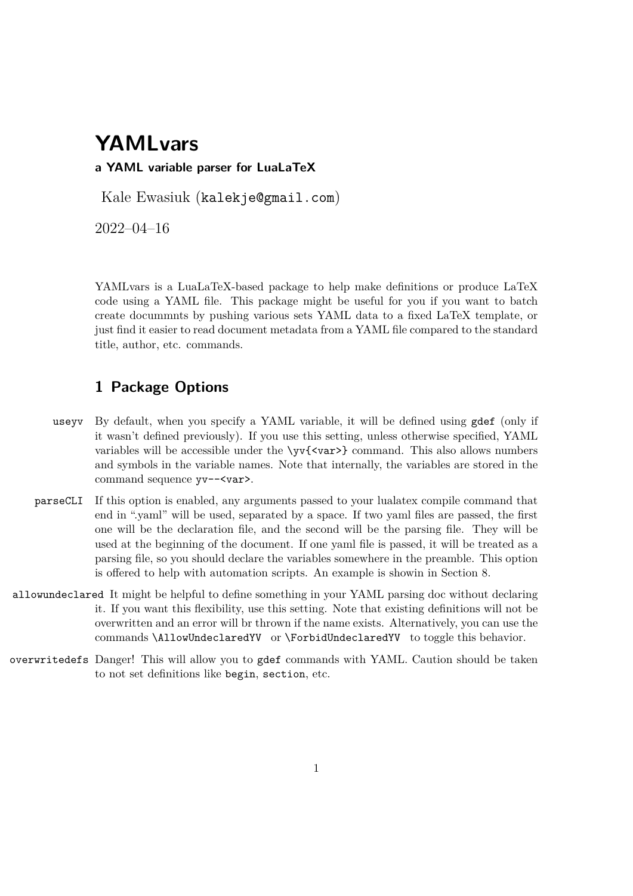# YAMLvars

**a YAML variable parser for LuaLaTeX**

Kale Ewasiuk (`kalekje@gmail.com`)

2022–04–16

YAMLvars is a LuaLaTeX-based package to help make definitions or produce LaTeX code using a YAML file. This package might be useful for you if you want to batch create docummnts by pushing various sets YAML data to a fixed LaTeX template, or just find it easier to read document metadata from a YAML file compared to the standard title, author, etc. commands.

## 1 Package Options

`useyv` By default, when you specify a YAML variable, it will be defined using `gdef` (only if it wasn't defined previously). If you use this setting, unless otherwise specified, YAML variables will be accessible under the `\yv{<var>}` command. This also allows numbers and symbols in the variable names. Note that internally, the variables are stored in the command sequence `yv--<var>`.

`parseCLI` If this option is enabled, any arguments passed to your lualatex compile command that end in ".yaml" will be used, separated by a space. If two yaml files are passed, the first one will be the declaration file, and the second will be the parsing file. They will be used at the beginning of the document. If one yaml file is passed, it will be treated as a parsing file, so you should declare the variables somewhere in the preamble. This option is offered to help with automation scripts. An example is showin in Section 8.

`allowundeclared` It might be helpful to define something in your YAML parsing doc without declaring it. If you want this flexibility, use this setting. Note that existing definitions will not be overwritten and an error will br thrown if the name exists. Alternatively, you can use the commands `\AllowUndeclaredYV` or `\ForbidUndeclaredYV` to toggle this behavior.

`overwritedefs` Danger! This will allow you to `gdef` commands with YAML. Caution should be taken to not set definitions like `begin`, `section`, etc.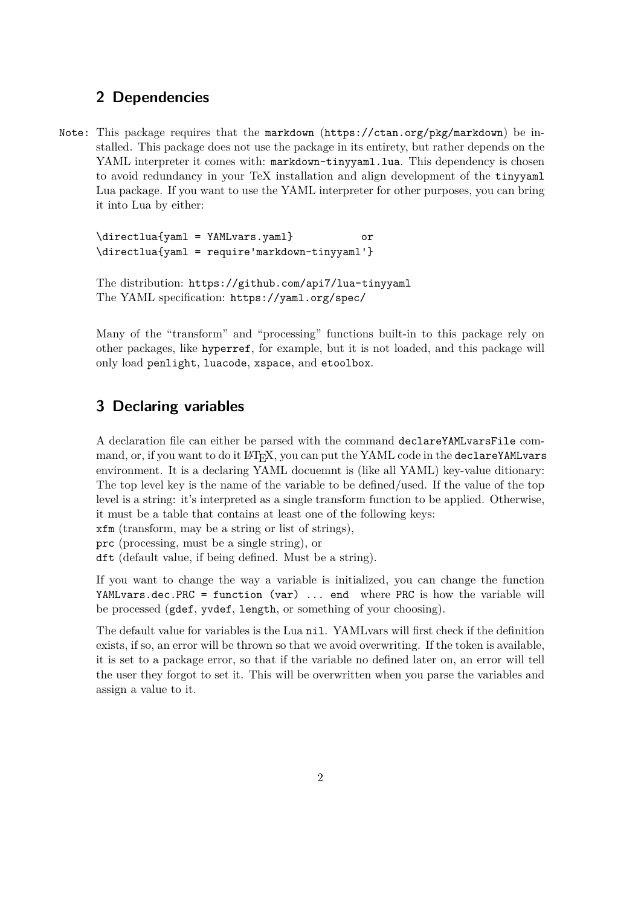## 2 Dependencies

Note: This package requires that the `markdown` (`https://ctan.org/pkg/markdown`) be installed. This package does not use the package in its entirety, but rather depends on the YAML interpreter it comes with: `markdown-tinyyaml.lua`. This dependency is chosen to avoid redundancy in your TeX installation and align development of the `tinyyaml` Lua package. If you want to use the YAML interpreter for other purposes, you can bring it into Lua by either:

```
\directlua{yaml = YAMLvars.yaml}            or
\directlua{yaml = require'markdown-tinyyaml'}
```

The distribution: `https://github.com/api7/lua-tinyyaml`
The YAML specification: `https://yaml.org/spec/`

Many of the "transform" and "processing" functions built-in to this package rely on other packages, like `hyperref`, for example, but it is not loaded, and this package will only load `penlight`, `luacode`, `xspace`, and `etoolbox`.

## 3 Declaring variables

A declaration file can either be parsed with the command `declareYAMLvarsFile` command, or, if you want to do it LaTeX, you can put the YAML code in the `declareYAMLvars` environment. It is a declaring YAML docuemnt is (like all YAML) key-value ditionary: The top level key is the name of the variable to be defined/used. If the value of the top level is a string: it's interpreted as a single transform function to be applied. Otherwise, it must be a table that contains at least one of the following keys:
`xfm` (transform, may be a string or list of strings),
`prc` (processing, must be a single string), or
`dft` (default value, if being defined. Must be a string).

If you want to change the way a variable is initialized, you can change the function `YAMLvars.dec.PRC = function (var) ... end` where `PRC` is how the variable will be processed (`gdef`, `yvdef`, `length`, or something of your choosing).

The default value for variables is the Lua `nil`. YAMLvars will first check if the definition exists, if so, an error will be thrown so that we avoid overwriting. If the token is available, it is set to a package error, so that if the variable no defined later on, an error will tell the user they forgot to set it. This will be overwritten when you parse the variables and assign a value to it.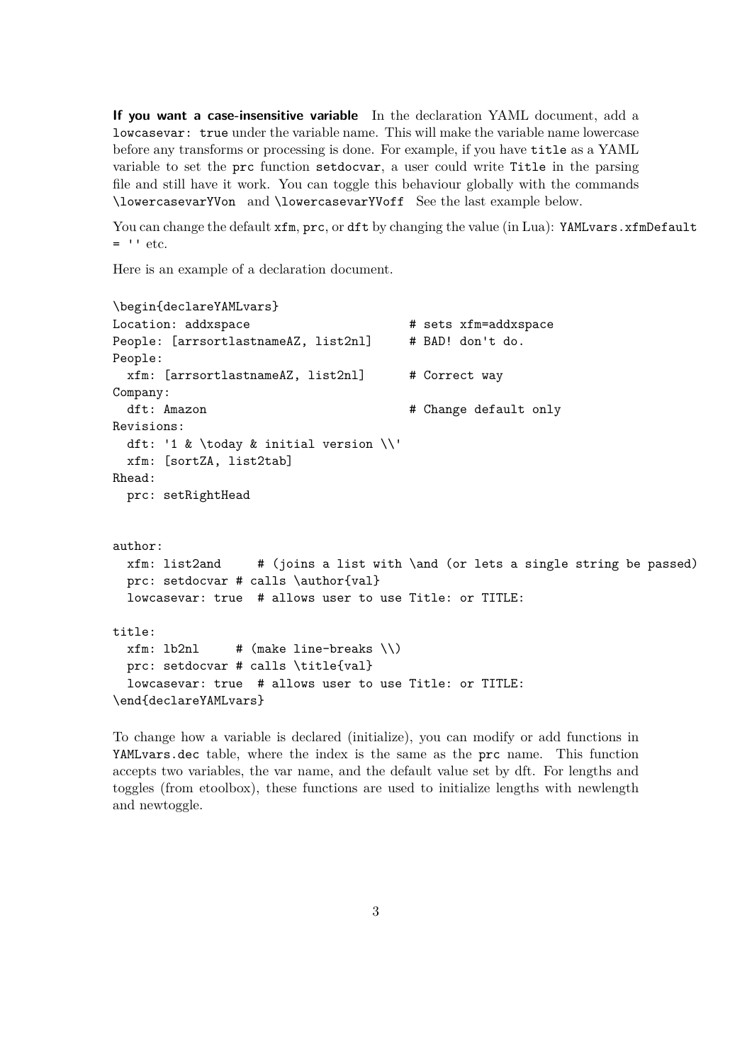**If you want a case-insensitive variable** In the declaration YAML document, add a `lowcasevar: true` under the variable name. This will make the variable name lowercase before any transforms or processing is done. For example, if you have `title` as a YAML variable to set the `prc` function `setdocvar`, a user could write `Title` in the parsing file and still have it work. You can toggle this behaviour globally with the commands `\lowercasevarYVon` and `\lowercasevarYVoff` See the last example below.

You can change the default `xfm`, `prc`, or `dft` by changing the value (in Lua): `YAMLvars.xfmDefault = ''` etc.

Here is an example of a declaration document.

```
\begin{declareYAMLvars}
Location: addxspace                     # sets xfm=addxspace
People: [arrsortlastnameAZ, list2nl]    # BAD! don't do.
People:
  xfm: [arrsortlastnameAZ, list2nl]     # Correct way
Company:
  dft: Amazon                           # Change default only
Revisions:
  dft: '1 & \today & initial version \\'
  xfm: [sortZA, list2tab]
Rhead:
  prc: setRightHead


author:
  xfm: list2and     # (joins a list with \and (or lets a single string be passed)
  prc: setdocvar # calls \author{val}
  lowcasevar: true  # allows user to use Title: or TITLE:

title:
  xfm: lb2nl     # (make line-breaks \\)
  prc: setdocvar # calls \title{val}
  lowcasevar: true  # allows user to use Title: or TITLE:
\end{declareYAMLvars}
```

To change how a variable is declared (initialize), you can modify or add functions in `YAMLvars.dec` table, where the index is the same as the `prc` name. This function accepts two variables, the var name, and the default value set by dft. For lengths and toggles (from etoolbox), these functions are used to initialize lengths with newlength and newtoggle.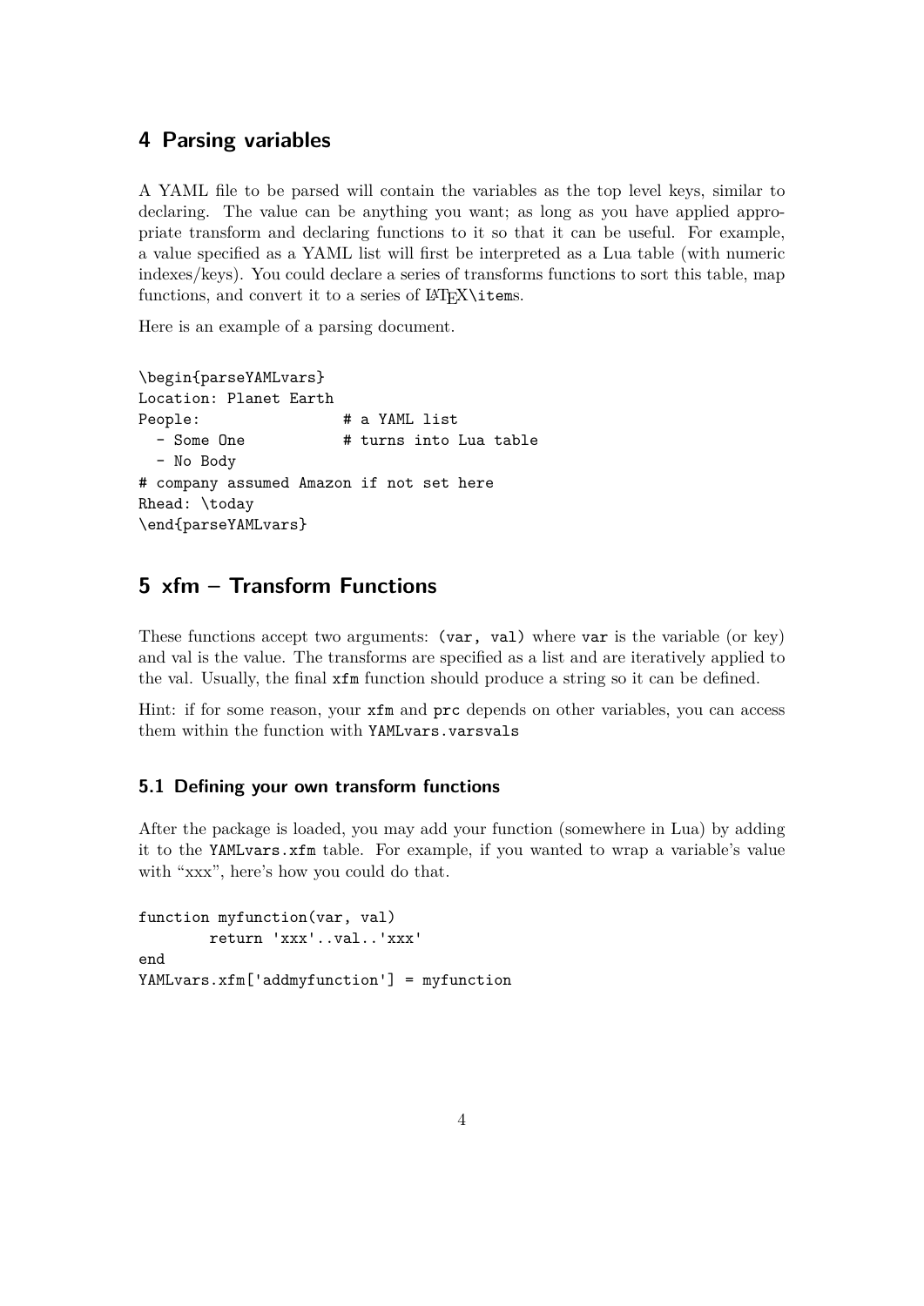## 4 Parsing variables

A YAML file to be parsed will contain the variables as the top level keys, similar to declaring. The value can be anything you want; as long as you have applied appropriate transform and declaring functions to it so that it can be useful. For example, a value specified as a YAML list will first be interpreted as a Lua table (with numeric indexes/keys). You could declare a series of transforms functions to sort this table, map functions, and convert it to a series of LaTeX`\item`s.

Here is an example of a parsing document.

```
\begin{parseYAMLvars}
Location: Planet Earth
People:              # a YAML list
  - Some One         # turns into Lua table
  - No Body
# company assumed Amazon if not set here
Rhead: \today
\end{parseYAMLvars}
```

## 5 xfm – Transform Functions

These functions accept two arguments: `(var, val)` where `var` is the variable (or key) and val is the value. The transforms are specified as a list and are iteratively applied to the val. Usually, the final `xfm` function should produce a string so it can be defined.

Hint: if for some reason, your `xfm` and `prc` depends on other variables, you can access them within the function with `YAMLvars.varsvals`

### 5.1 Defining your own transform functions

After the package is loaded, you may add your function (somewhere in Lua) by adding it to the `YAMLvars.xfm` table. For example, if you wanted to wrap a variable's value with "xxx", here's how you could do that.

```
function myfunction(var, val)
        return 'xxx'..val..'xxx'
end
YAMLvars.xfm['addmyfunction'] = myfunction
```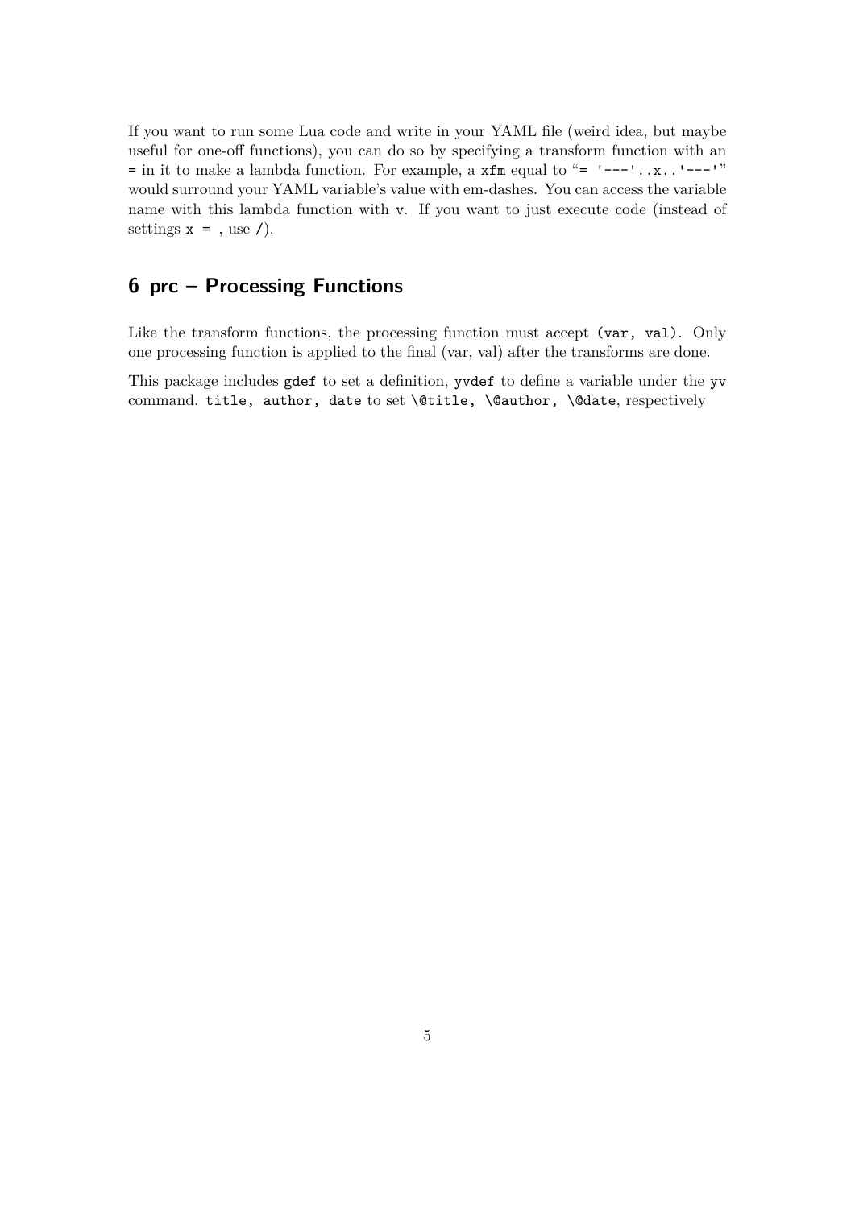If you want to run some Lua code and write in your YAML file (weird idea, but maybe useful for one-off functions), you can do so by specifying a transform function with an `=` in it to make a lambda function. For example, a `xfm` equal to "`= '---'..x..'---'`" would surround your YAML variable's value with em-dashes. You can access the variable name with this lambda function with `v`. If you want to just execute code (instead of settings `x = `, use `/`).

## 6 prc – Processing Functions

Like the transform functions, the processing function must accept `(var, val)`. Only one processing function is applied to the final (var, val) after the transforms are done.

This package includes `gdef` to set a definition, `yvdef` to define a variable under the `yv` command. `title, author, date` to set `\@title, \@author, \@date`, respectively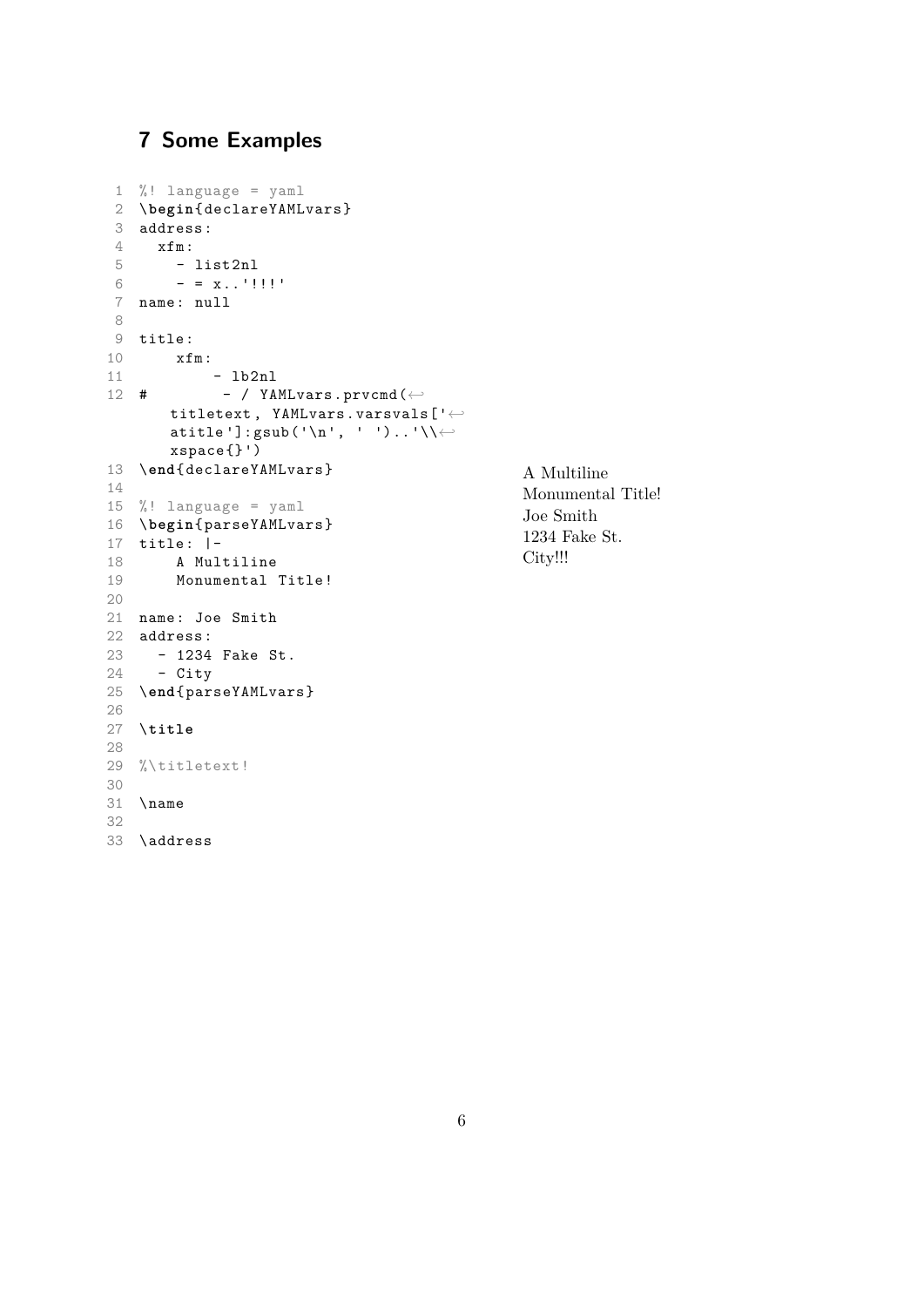## 7 Some Examples

```
%! language = yaml
\begin{declareYAMLvars}
address:
  xfm:
    - list2nl
    - = x..'!!!'
name: null

title:
    xfm:
        - lb2nl
#        - / YAMLvars.prvcmd(titletext, YAMLvars.varsvals['atitle']:gsub('\n', ' ')..'\\xspace{}')
\end{declareYAMLvars}

%! language = yaml
\begin{parseYAMLvars}
title: |-
    A Multiline
    Monumental Title!

name: Joe Smith
address:
  - 1234 Fake St.
  - City
\end{parseYAMLvars}

\title

%\titletext!

\name

\address
```

A Multiline
Monumental Title!
Joe Smith
1234 Fake St.
City!!!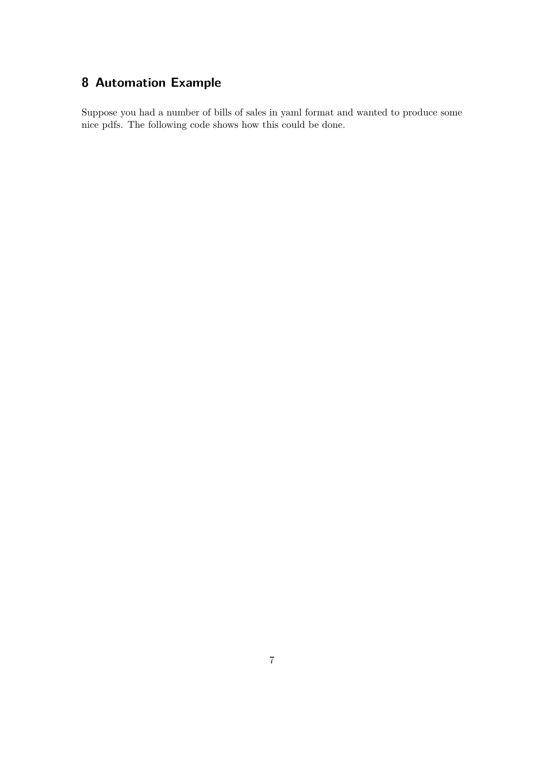# 8 Automation Example

Suppose you had a number of bills of sales in yaml format and wanted to produce some nice pdfs. The following code shows how this could be done.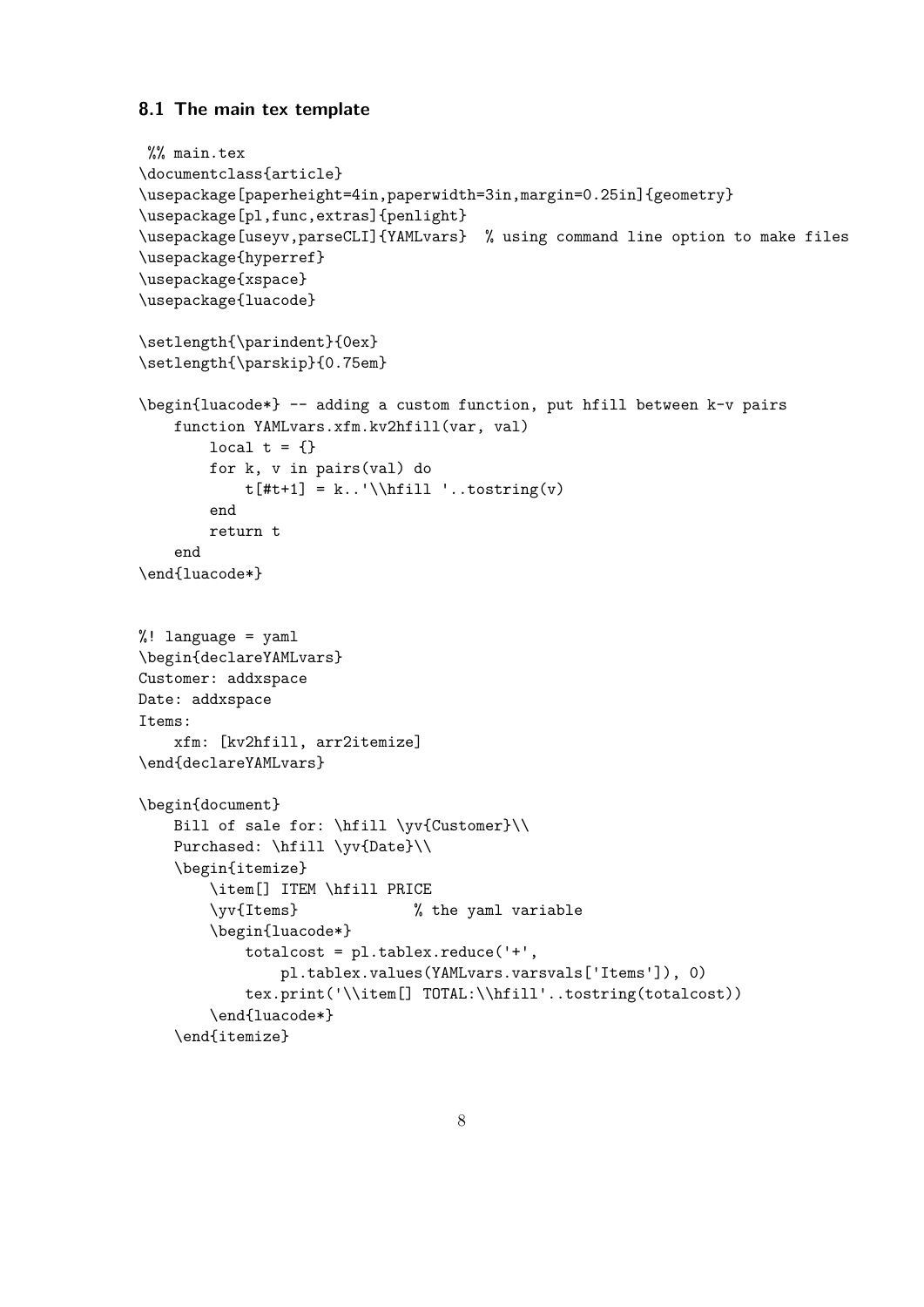### 8.1 The main tex template

```
 %% main.tex
\documentclass{article}
\usepackage[paperheight=4in,paperwidth=3in,margin=0.25in]{geometry}
\usepackage[pl,func,extras]{penlight}
\usepackage[useyv,parseCLI]{YAMLvars}  % using command line option to make files
\usepackage{hyperref}
\usepackage{xspace}
\usepackage{luacode}

\setlength{\parindent}{0ex}
\setlength{\parskip}{0.75em}

\begin{luacode*} -- adding a custom function, put hfill between k-v pairs
    function YAMLvars.xfm.kv2hfill(var, val)
        local t = {}
        for k, v in pairs(val) do
            t[#t+1] = k..'\\hfill '..tostring(v)
        end
        return t
    end
\end{luacode*}


%! language = yaml
\begin{declareYAMLvars}
Customer: addxspace
Date: addxspace
Items:
    xfm: [kv2hfill, arr2itemize]
\end{declareYAMLvars}

\begin{document}
    Bill of sale for: \hfill \yv{Customer}\\
    Purchased: \hfill \yv{Date}\\
    \begin{itemize}
        \item[] ITEM \hfill PRICE
        \yv{Items}            % the yaml variable
        \begin{luacode*}
            totalcost = pl.tablex.reduce('+',
                pl.tablex.values(YAMLvars.varsvals['Items']), 0)
            tex.print('\\item[] TOTAL:\\hfill'..tostring(totalcost))
        \end{luacode*}
    \end{itemize}
```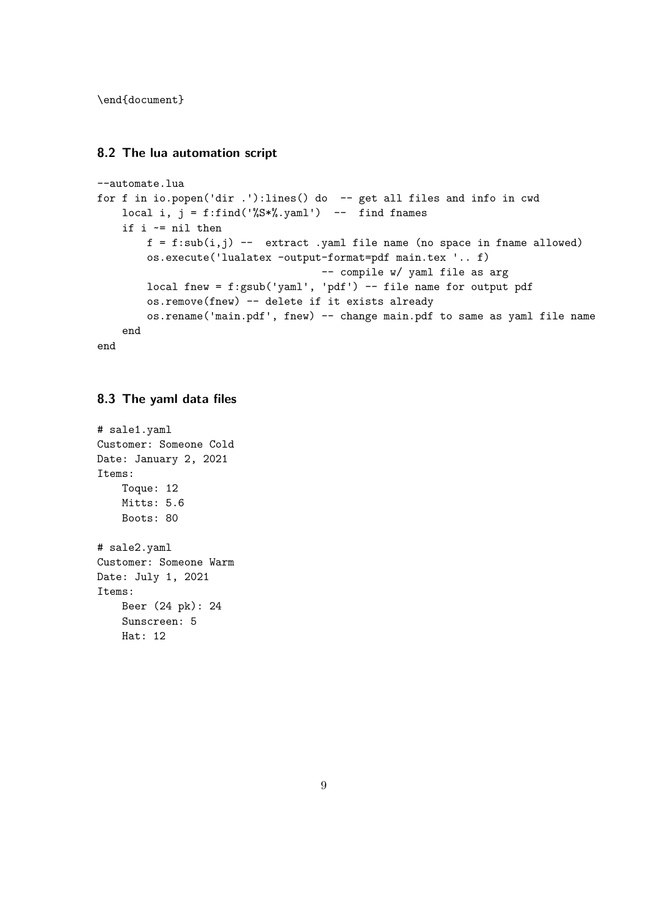```
\end{document}
```

### 8.2 The lua automation script

```
--automate.lua
for f in io.popen('dir .'):lines() do  -- get all files and info in cwd
    local i, j = f:find('%S*%.yaml')  --  find fnames
    if i ~= nil then
        f = f:sub(i,j) --  extract .yaml file name (no space in fname allowed)
        os.execute('lualatex -output-format=pdf main.tex '.. f)
                                -- compile w/ yaml file as arg
        local fnew = f:gsub('yaml', 'pdf') -- file name for output pdf
        os.remove(fnew) -- delete if it exists already
        os.rename('main.pdf', fnew) -- change main.pdf to same as yaml file name
    end
end
```

### 8.3 The yaml data files

```
# sale1.yaml
Customer: Someone Cold
Date: January 2, 2021
Items:
    Toque: 12
    Mitts: 5.6
    Boots: 80

# sale2.yaml
Customer: Someone Warm
Date: July 1, 2021
Items:
    Beer (24 pk): 24
    Sunscreen: 5
    Hat: 12
```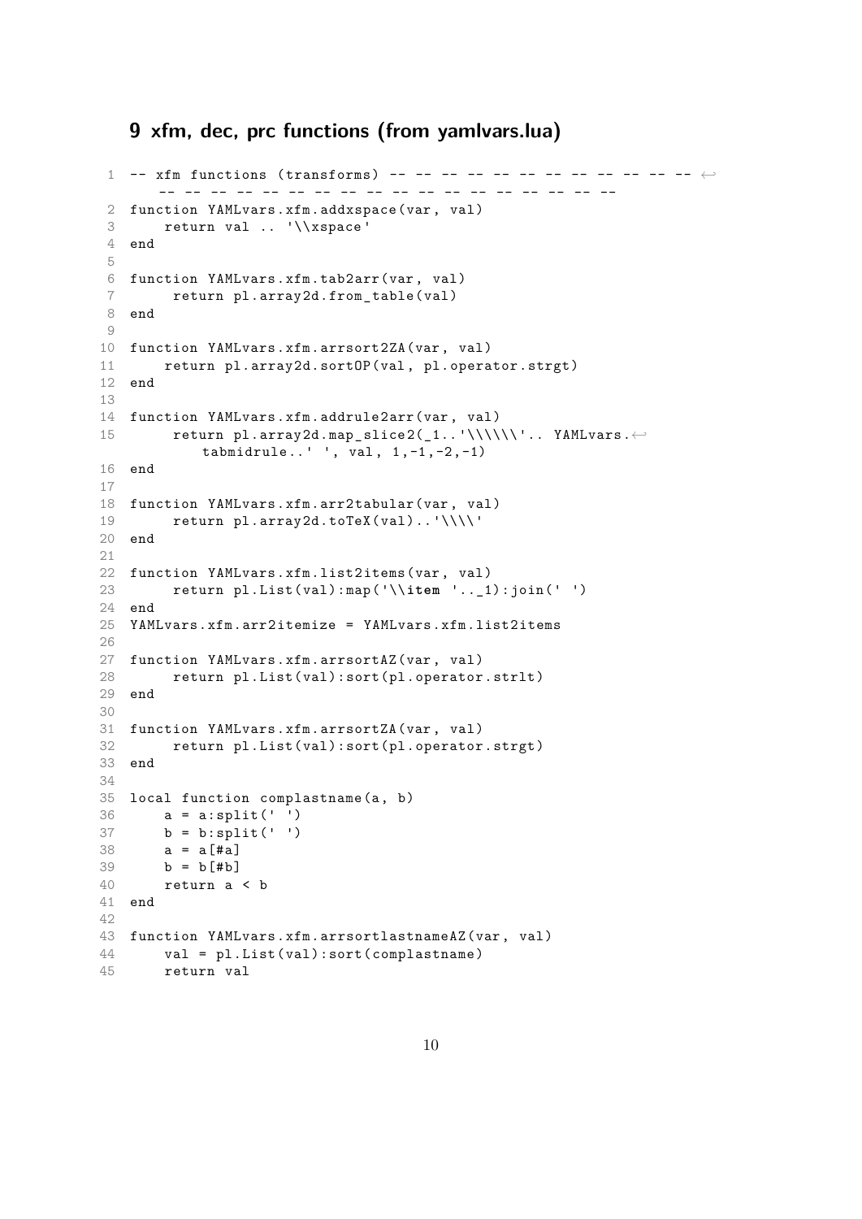# 9 xfm, dec, prc functions (from yamlvars.lua)

```
-- xfm functions (transforms) -- -- -- -- -- -- -- -- -- -- -- -- -- -- -- -- -- -- -- -- -- -- -- -- -- -- -- -- -- --
function YAMLvars.xfm.addxspace(var, val)
    return val .. '\\xspace'
end

function YAMLvars.xfm.tab2arr(var, val)
     return pl.array2d.from_table(val)
end

function YAMLvars.xfm.arrsort2ZA(var, val)
    return pl.array2d.sortOP(val, pl.operator.strgt)
end

function YAMLvars.xfm.addrule2arr(var, val)
     return pl.array2d.map_slice2(_1..'\\\\\\'.. YAMLvars.tabmidrule..' ', val, 1,-1,-2,-1)
end

function YAMLvars.xfm.arr2tabular(var, val)
     return pl.array2d.toTeX(val)..'\\\\'
end

function YAMLvars.xfm.list2items(var, val)
     return pl.List(val):map('\\item '.._1):join(' ')
end
YAMLvars.xfm.arr2itemize = YAMLvars.xfm.list2items

function YAMLvars.xfm.arrsortAZ(var, val)
     return pl.List(val):sort(pl.operator.strlt)
end

function YAMLvars.xfm.arrsortZA(var, val)
     return pl.List(val):sort(pl.operator.strgt)
end

local function complastname(a, b)
    a = a:split(' ')
    b = b:split(' ')
    a = a[#a]
    b = b[#b]
    return a < b
end

function YAMLvars.xfm.arrsortlastnameAZ(var, val)
    val = pl.List(val):sort(complastname)
    return val
```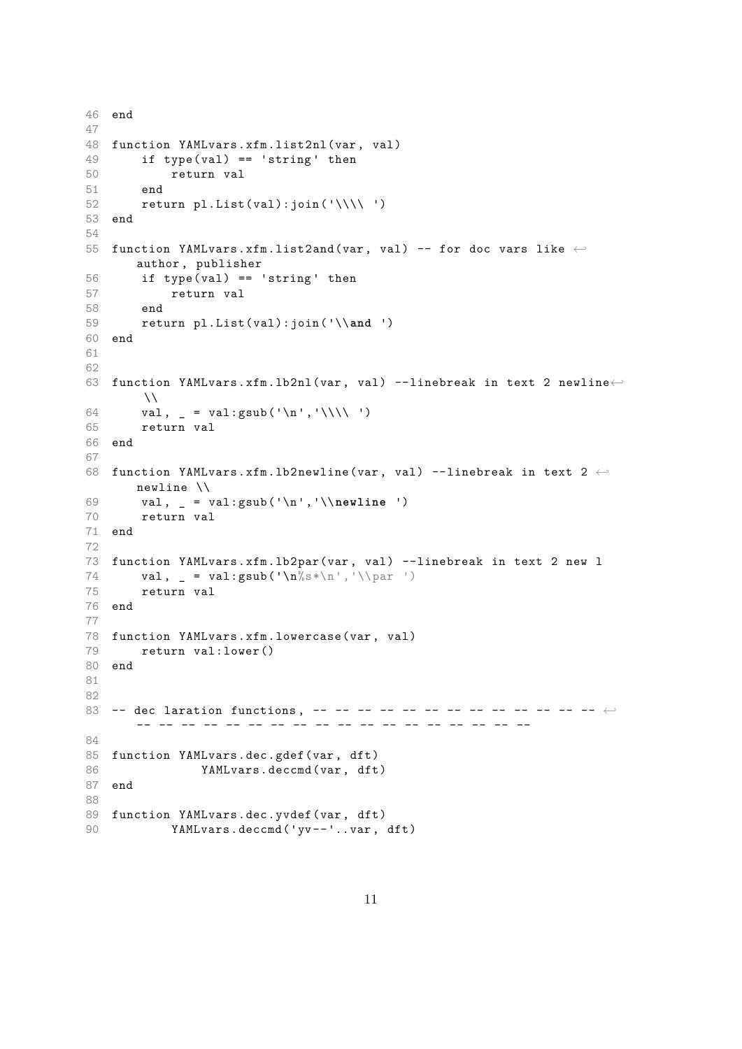```
46 end
47
48 function YAMLvars.xfm.list2nl(var, val)
49     if type(val) == 'string' then
50         return val
51     end
52     return pl.List(val):join('\\\\ ')
53 end
54
55 function YAMLvars.xfm.list2and(var, val) -- for doc vars like ↩
       author, publisher
56     if type(val) == 'string' then
57         return val
58     end
59     return pl.List(val):join('\\and ')
60 end
61
62
63 function YAMLvars.xfm.lb2nl(var, val) --linebreak in text 2 newline↩
        \\
64     val, _ = val:gsub('\n','\\\\ ')
65     return val
66 end
67
68 function YAMLvars.xfm.lb2newline(var, val) --linebreak in text 2 ↩
       newline \\
69     val, _ = val:gsub('\n','\\newline ')
70     return val
71 end
72
73 function YAMLvars.xfm.lb2par(var, val) --linebreak in text 2 new l
74     val, _ = val:gsub('\n%s*\n','\\par ')
75     return val
76 end
77
78 function YAMLvars.xfm.lowercase(var, val)
79     return val:lower()
80 end
81
82
83 -- dec laration functions, -- -- -- -- -- -- -- -- -- -- -- -- -- ↩
       -- -- -- -- -- -- -- -- -- -- -- -- -- -- -- -- -- -- --
84
85 function YAMLvars.dec.gdef(var, dft)
86             YAMLvars.deccmd(var, dft)
87 end
88
89 function YAMLvars.dec.yvdef(var, dft)
90         YAMLvars.deccmd('yv--'..var, dft)
```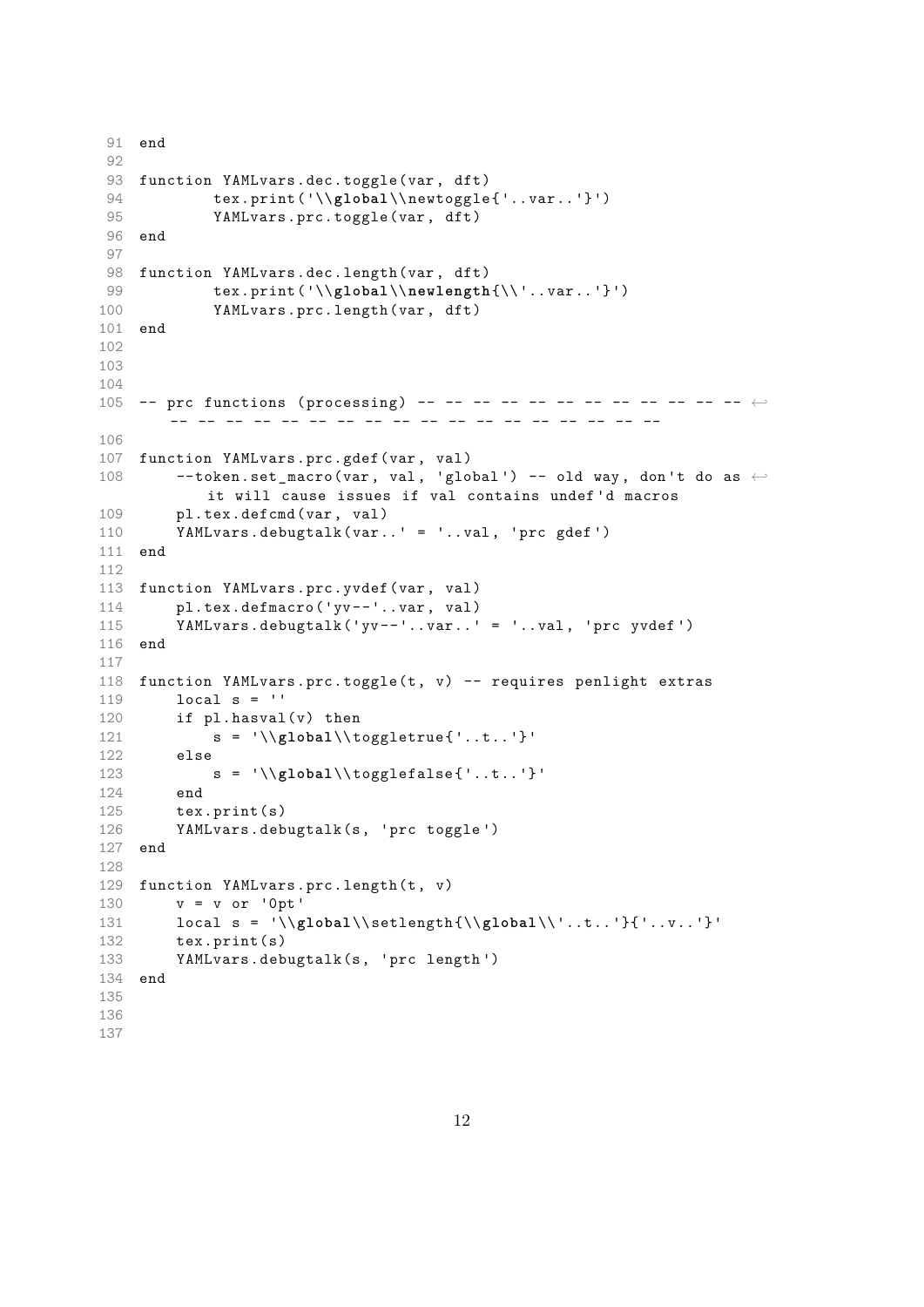```
91 end
92
93 function YAMLvars.dec.toggle(var, dft)
94         tex.print('\\global\\newtoggle{'..var..'}')
95         YAMLvars.prc.toggle(var, dft)
96 end
97
98 function YAMLvars.dec.length(var, dft)
99         tex.print('\\global\\newlength{\\'..var..'}')
100        YAMLvars.prc.length(var, dft)
101 end
102
103
104
105 -- prc functions (processing) -- -- -- -- -- -- -- -- -- -- -- -- ↩
       -- -- -- -- -- -- -- -- -- -- -- -- -- -- -- -- -- --
106
107 function YAMLvars.prc.gdef(var, val)
108     --token.set_macro(var, val, 'global') -- old way, don't do as ↩
           it will cause issues if val contains undef'd macros
109     pl.tex.defcmd(var, val)
110     YAMLvars.debugtalk(var..' = '..val, 'prc gdef')
111 end
112
113 function YAMLvars.prc.yvdef(var, val)
114     pl.tex.defmacro('yv--'..var, val)
115     YAMLvars.debugtalk('yv--'..var..' = '..val, 'prc yvdef')
116 end
117
118 function YAMLvars.prc.toggle(t, v) -- requires penlight extras
119     local s = ''
120     if pl.hasval(v) then
121         s = '\\global\\toggletrue{'..t..'}'
122     else
123         s = '\\global\\togglefalse{'..t..'}'
124     end
125     tex.print(s)
126     YAMLvars.debugtalk(s, 'prc toggle')
127 end
128
129 function YAMLvars.prc.length(t, v)
130     v = v or '0pt'
131     local s = '\\global\\setlength{\\global\\'..t..'}{'..v..'}'
132     tex.print(s)
133     YAMLvars.debugtalk(s, 'prc length')
134 end
135
136
137
```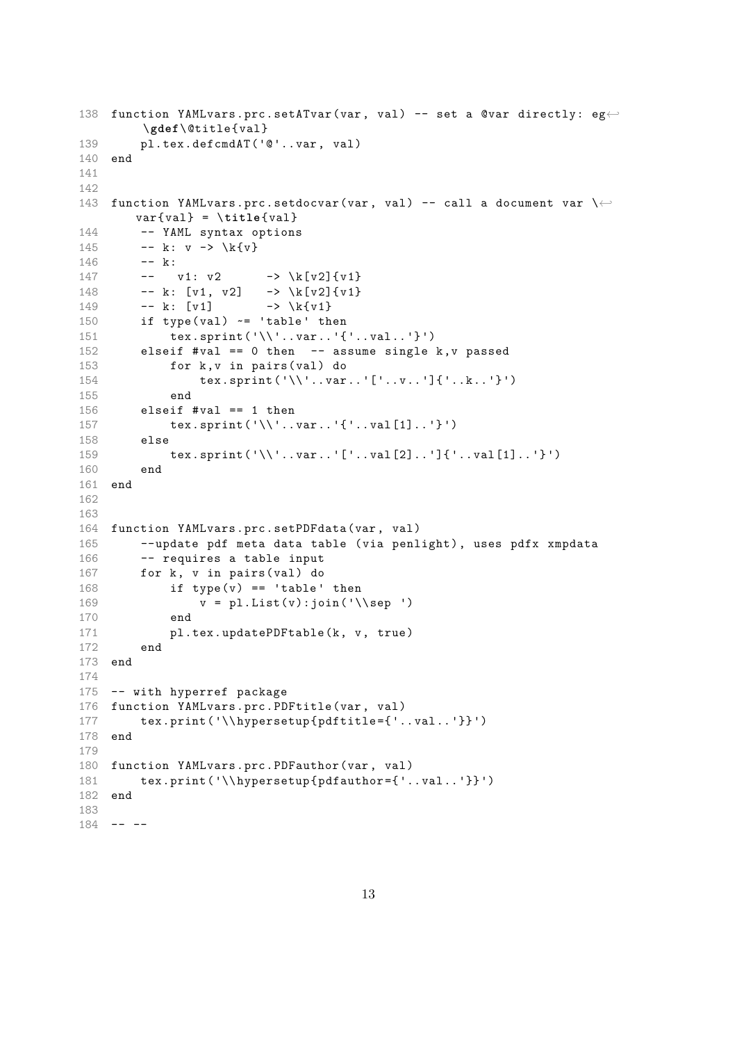```
138 function YAMLvars.prc.setATvar(var, val) -- set a @var directly: eg\gdef\@title{val}
139     pl.tex.defcmdAT('@'..var, val)
140 end
141
142
143 function YAMLvars.prc.setdocvar(var, val) -- call a document var \var{val} = \title{val}
144     -- YAML syntax options
145     -- k: v -> \k{v}
146     -- k:
147     --   v1: v2      -> \k[v2]{v1}
148     -- k: [v1, v2]   -> \k[v2]{v1}
149     -- k: [v1]       -> \k{v1}
150     if type(val) ~= 'table' then
151         tex.sprint('\\'..var..'{'..val..'}')
152     elseif #val == 0 then  -- assume single k,v passed
153         for k,v in pairs(val) do
154             tex.sprint('\\'..var..'['..v..']{'..k..'}')
155         end
156     elseif #val == 1 then
157         tex.sprint('\\'..var..'{'..val[1]..'}')
158     else
159         tex.sprint('\\'..var..'['..val[2]..']{'..val[1]..'}')
160     end
161 end
162
163
164 function YAMLvars.prc.setPDFdata(var, val)
165     --update pdf meta data table (via penlight), uses pdfx xmpdata
166     -- requires a table input
167     for k, v in pairs(val) do
168         if type(v) == 'table' then
169             v = pl.List(v):join('\\sep ')
170         end
171         pl.tex.updatePDFtable(k, v, true)
172     end
173 end
174
175 -- with hyperref package
176 function YAMLvars.prc.PDFtitle(var, val)
177     tex.print('\\hypersetup{pdftitle={'..val..'}}')
178 end
179
180 function YAMLvars.prc.PDFauthor(var, val)
181     tex.print('\\hypersetup{pdfauthor={'..val..'}}')
182 end
183
184 -- --
```